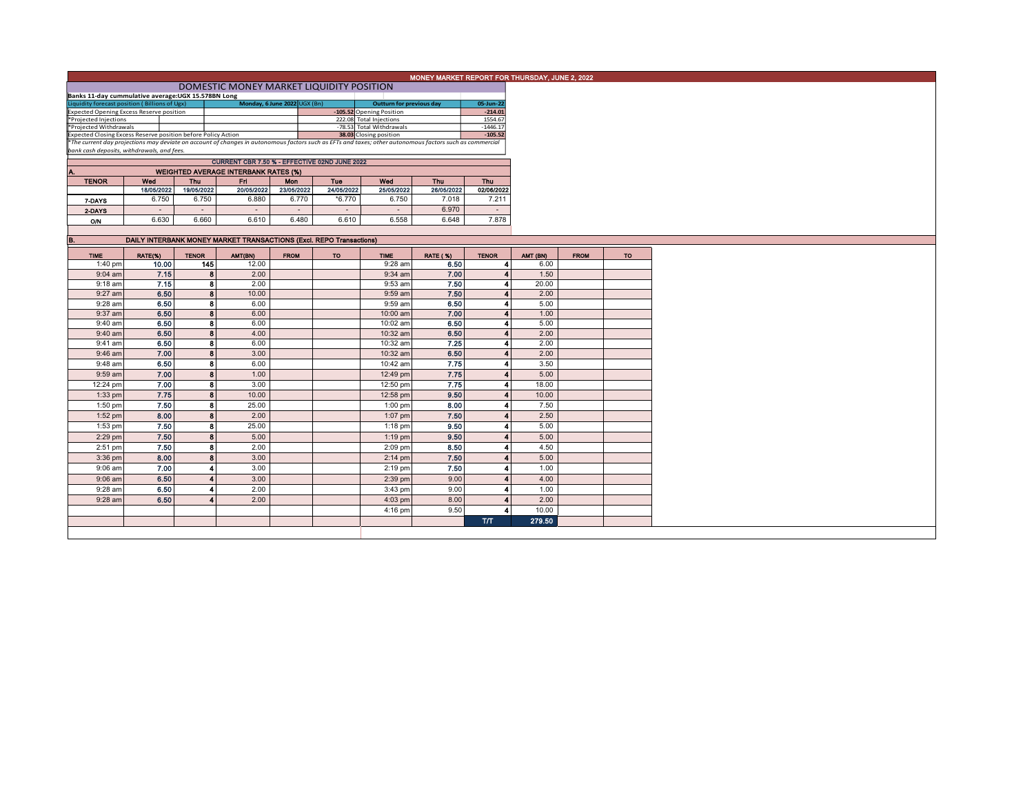# MONEY MARKET REPORT FOR THURSDAY, JUNE 2, 2022

## DOMESTIC MONEY MARKET LIQUIDITY POSITION

**Banks 11-day cummulative average:UGX 15.578BN Long**

| Liquidity forecast position ( Billions of Ugx) | Monday, 6 June 2022 UGX (Bn) | Outturn for previous day | 05-Jun-22 |
|---|---|---|---|
| Expected Opening Excess Reserve position | -105.52 | Opening Position | -214.01 |
| *Projected Injections | 222.08 | Total Injections | 1554.67 |
| *Projected Withdrawals | -78.53 | Total Withdrawals | -1446.17 |
| Expected Closing Excess Reserve position before Policy Action | 38.03 | Closing position | -105.52 |

*The current day projections may deviate on account of changes in autonomous factors such as EFTs and taxes; other autonomous factors such as commercial bank cash deposits, withdrawals, and fees.

**CURRENT CBR 7.50 % - EFFECTIVE 02ND JUNE 2022**

### A. WEIGHTED AVERAGE INTERBANK RATES (%)

| TENOR | Wed 18/05/2022 | Thu 19/05/2022 | Fri 20/05/2022 | Mon 23/05/2022 | Tue 24/05/2022 | Wed 25/05/2022 | Thu 26/05/2022 | Thu 02/06/2022 |
|---|---|---|---|---|---|---|---|---|
| 7-DAYS | 6.750 | 6.750 | 6.880 | 6.770 | *6.770 | 6.750 | 7.018 | 7.211 |
| 2-DAYS | - | - | - | - | - | - | 6.970 | - |
| O/N | 6.630 | 6.660 | 6.610 | 6.480 | 6.610 | 6.558 | 6.648 | 7.878 |

### B. DAILY INTERBANK MONEY MARKET TRANSACTIONS (Excl. REPO Transactions)

| TIME | RATE(%) | TENOR | AMT(BN) | FROM | TO | TIME | RATE ( %) | TENOR | AMT (BN) | FROM | TO |
|---|---|---|---|---|---|---|---|---|---|---|---|
| 1:40 pm | 10.00 | 145 | 12.00 | | | 9:28 am | 6.50 | 4 | 6.00 | | |
| 9:04 am | 7.15 | 8 | 2.00 | | | 9:34 am | 7.00 | 4 | 1.50 | | |
| 9:18 am | 7.15 | 8 | 2.00 | | | 9:53 am | 7.50 | 4 | 20.00 | | |
| 9:27 am | 6.50 | 8 | 10.00 | | | 9:59 am | 7.50 | 4 | 2.00 | | |
| 9:28 am | 6.50 | 8 | 6.00 | | | 9:59 am | 6.50 | 4 | 5.00 | | |
| 9:37 am | 6.50 | 8 | 6.00 | | | 10:00 am | 7.00 | 4 | 1.00 | | |
| 9:40 am | 6.50 | 8 | 6.00 | | | 10:02 am | 6.50 | 4 | 5.00 | | |
| 9:40 am | 6.50 | 8 | 4.00 | | | 10:32 am | 6.50 | 4 | 2.00 | | |
| 9:41 am | 6.50 | 8 | 6.00 | | | 10:32 am | 7.25 | 4 | 2.00 | | |
| 9:46 am | 7.00 | 8 | 3.00 | | | 10:32 am | 6.50 | 4 | 2.00 | | |
| 9:48 am | 6.50 | 8 | 6.00 | | | 10:42 am | 7.75 | 4 | 3.50 | | |
| 9:59 am | 7.00 | 8 | 1.00 | | | 12:49 pm | 7.75 | 4 | 5.00 | | |
| 12:24 pm | 7.00 | 8 | 3.00 | | | 12:50 pm | 7.75 | 4 | 18.00 | | |
| 1:33 pm | 7.75 | 8 | 10.00 | | | 12:58 pm | 9.50 | 4 | 10.00 | | |
| 1:50 pm | 7.50 | 8 | 25.00 | | | 1:00 pm | 8.00 | 4 | 7.50 | | |
| 1:52 pm | 8.00 | 8 | 2.00 | | | 1:07 pm | 7.50 | 4 | 2.50 | | |
| 1:53 pm | 7.50 | 8 | 25.00 | | | 1:18 pm | 9.50 | 4 | 5.00 | | |
| 2:29 pm | 7.50 | 8 | 5.00 | | | 1:19 pm | 9.50 | 4 | 5.00 | | |
| 2:51 pm | 7.50 | 8 | 2.00 | | | 2:09 pm | 8.50 | 4 | 4.50 | | |
| 3:36 pm | 8.00 | 8 | 3.00 | | | 2:14 pm | 7.50 | 4 | 5.00 | | |
| 9:06 am | 7.00 | 4 | 3.00 | | | 2:19 pm | 7.50 | 4 | 1.00 | | |
| 9:06 am | 6.50 | 4 | 3.00 | | | 2:39 pm | 9.00 | 4 | 4.00 | | |
| 9:28 am | 6.50 | 4 | 2.00 | | | 3:43 pm | 9.00 | 4 | 1.00 | | |
| 9:28 am | 6.50 | 4 | 2.00 | | | 4:03 pm | 8.00 | 4 | 2.00 | | |
| | | | | | | 4:16 pm | 9.50 | 4 | 10.00 | | |
| | | | | | | | | T/T | 279.50 | | |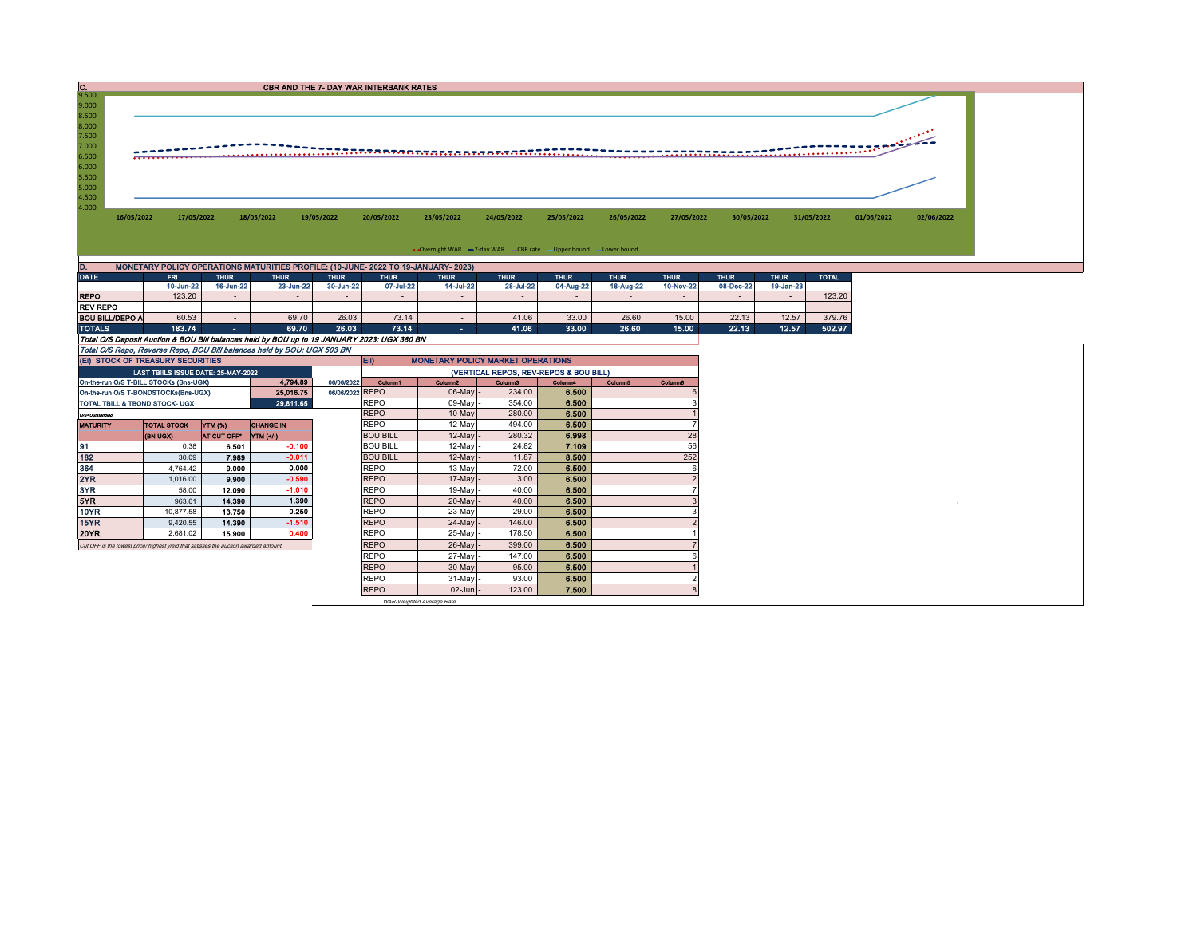## C. CBR AND THE 7- DAY WAR INTERBANK RATES

9.500
9.000
8.500
8.000
7.500
7.000
6.500
6.000
5.500
5.000
4.500
4.000

16/05/2022 17/05/2022 18/05/2022 19/05/2022 20/05/2022 23/05/2022 24/05/2022 25/05/2022 26/05/2022 27/05/2022 30/05/2022 31/05/2022 01/06/2022 02/06/2022

Overnight WAR | 7-day WAR | CBR rate | Upper bound | Lower bound

## D. MONETARY POLICY OPERATIONS MATURITIES PROFILE: (10-JUNE- 2022 TO 19-JANUARY- 2023)

| DATE | FRI | THUR | THUR | THUR | THUR | THUR | THUR | THUR | THUR | THUR | THUR | THUR | TOTAL |
|---|---|---|---|---|---|---|---|---|---|---|---|---|---|
| | 10-Jun-22 | 16-Jun-22 | 23-Jun-22 | 30-Jun-22 | 07-Jul-22 | 14-Jul-22 | 28-Jul-22 | 04-Aug-22 | 18-Aug-22 | 10-Nov-22 | 08-Dec-22 | 19-Jan-23 | |
| REPO | 123.20 | - | - | - | - | - | - | - | - | - | - | - | 123.20 |
| REV REPO | - | - | - | - | - | - | - | - | - | - | - | - | - |
| BOU BILL/DEPO A | 60.53 | - | 69.70 | 26.03 | 73.14 | - | 41.06 | 33.00 | 26.60 | 15.00 | 22.13 | 12.57 | 379.76 |
| TOTALS | 183.74 | - | 69.70 | 26.03 | 73.14 | - | 41.06 | 33.00 | 26.60 | 15.00 | 22.13 | 12.57 | 502.97 |

*Total O/S Deposit Auction & BOU Bill balances held by BOU up to 19 JANUARY 2023: UGX 380 BN*

*Total O/S Repo, Reverse Repo, BOU Bill balances held by BOU: UGX 503 BN*

## (EI) STOCK OF TREASURY SECURITIES

| LAST TBIILS ISSUE DATE: 25-MAY-2022 | | |
|---|---|---|
| On-the-run O/S T-BILL STOCKs (Bns-UGX) | 4,794.89 | 06/06/2022 |
| On-the-run O/S T-BONDSTOCKs(Bns-UGX) | 25,016.75 | 06/06/2022 |
| TOTAL TBILL & TBOND STOCK- UGX | 29,811.65 | |

O/S=Outstanding

| MATURITY | TOTAL STOCK (BN UGX) | YTM (%) AT CUT OFF* | CHANGE IN YTM (+/-) |
|---|---|---|---|
| 91 | 0.38 | 6.501 | -0.100 |
| 182 | 30.09 | 7.989 | -0.011 |
| 364 | 4,764.42 | 9.000 | 0.000 |
| 2YR | 1,016.00 | 9.900 | -0.590 |
| 3YR | 58.00 | 12.090 | -1.010 |
| 5YR | 963.61 | 14.390 | 1.390 |
| 10YR | 10,877.58 | 13.750 | 0.250 |
| 15YR | 9,420.55 | 14.390 | -1.510 |
| 20YR | 2,681.02 | 15.900 | 0.400 |

*Cut OFF is the lowest price/ highest yield that satisfies the auction awarded amount.*

## EII) MONETARY POLICY MARKET OPERATIONS

(VERTICAL REPOS, REV-REPOS & BOU BILL)

| Column1 | Column2 | | Column3 | Column4 | Column5 | Column6 |
|---|---|---|---|---|---|---|
| REPO | 06-May | - | 234.00 | 6.500 | | 6 |
| REPO | 09-May | - | 354.00 | 6.500 | | 3 |
| REPO | 10-May | - | 280.00 | 6.500 | | 1 |
| REPO | 12-May | - | 494.00 | 6.500 | | 7 |
| BOU BILL | 12-May | - | 280.32 | 6.998 | | 28 |
| BOU BILL | 12-May | - | 24.82 | 7.109 | | 56 |
| BOU BILL | 12-May | - | 11.87 | 8.500 | | 252 |
| REPO | 13-May | - | 72.00 | 6.500 | | 6 |
| REPO | 17-May | - | 3.00 | 6.500 | | 2 |
| REPO | 19-May | - | 40.00 | 6.500 | | 7 |
| REPO | 20-May | - | 40.00 | 6.500 | | 3 |
| REPO | 23-May | - | 29.00 | 6.500 | | 3 |
| REPO | 24-May | - | 146.00 | 6.500 | | 2 |
| REPO | 25-May | - | 178.50 | 6.500 | | 1 |
| REPO | 26-May | - | 399.00 | 6.500 | | 7 |
| REPO | 27-May | - | 147.00 | 6.500 | | 6 |
| REPO | 30-May | - | 95.00 | 6.500 | | 1 |
| REPO | 31-May | - | 93.00 | 6.500 | | 2 |
| REPO | 02-Jun | - | 123.00 | 7.500 | | 8 |

*WAR-Weighted Average Rate*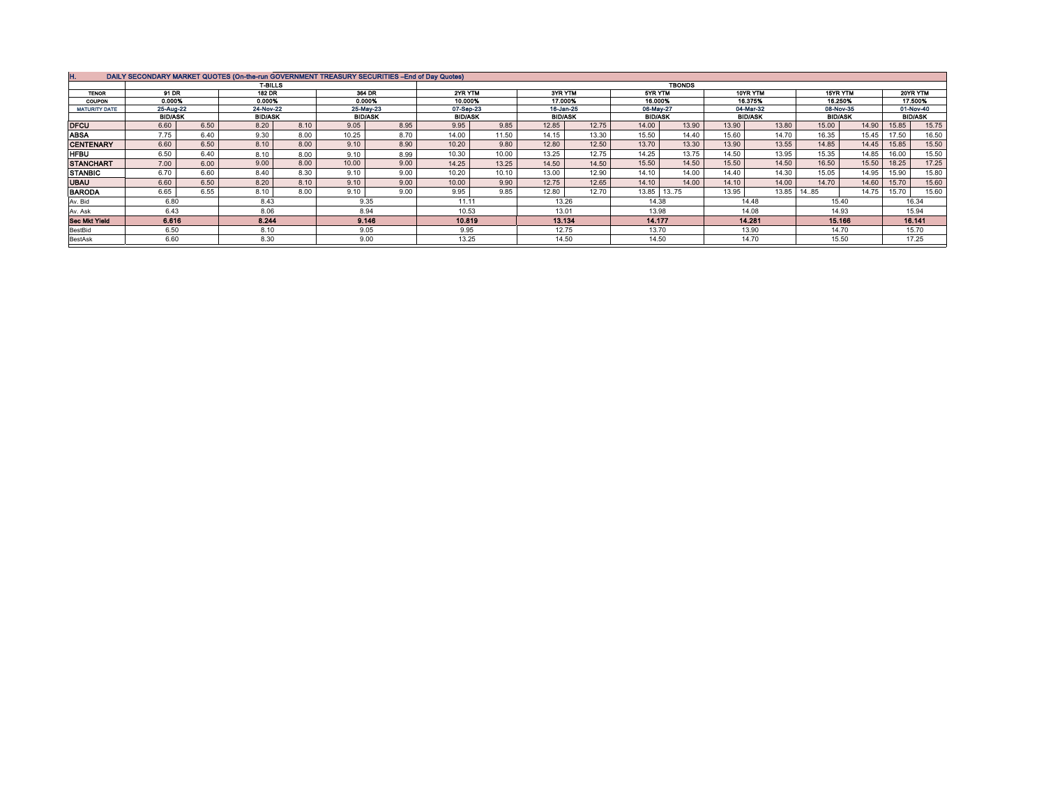**H. DAILY SECONDARY MARKET QUOTES (On-the-run GOVERNMENT TREASURY SECURITIES –End of Day Quotes)**

| | T-BILLS | | | | | | TBONDS | | | | | | | | | | | | | | | |
|---|---|---|---|---|---|---|---|---|---|---|---|---|---|---|---|---|---|---|
| **TENOR** | **91 DR** | | **182 DR** | | **364 DR** | | **2YR YTM** | | **3YR YTM** | | **5YR YTM** | | **10YR YTM** | | **15YR YTM** | | **20YR YTM** | |
| **COUPON** | **0.000%** | | **0.000%** | | **0.000%** | | **10.000%** | | **17.000%** | | **16.000%** | | **16.375%** | | **16.250%** | | **17.500%** | |
| **MATURITY DATE** | **25-Aug-22** | | **24-Nov-22** | | **25-May-23** | | **07-Sep-23** | | **16-Jan-25** | | **08-May-27** | | **04-Mar-32** | | **08-Nov-35** | | **01-Nov-40** | |
| | **BID/ASK** | | **BID/ASK** | | **BID/ASK** | | **BID/ASK** | | **BID/ASK** | | **BID/ASK** | | **BID/ASK** | | **BID/ASK** | | **BID/ASK** | |
| **DFCU** | 6.60 | 6.50 | 8.20 | 8.10 | 9.05 | 8.95 | 9.95 | 9.85 | 12.85 | 12.75 | 14.00 | 13.90 | 13.90 | 13.80 | 15.00 | 14.90 | 15.85 | 15.75 |
| **ABSA** | 7.75 | 6.40 | 9.30 | 8.00 | 10.25 | 8.70 | 14.00 | 11.50 | 14.15 | 13.30 | 15.50 | 14.40 | 15.60 | 14.70 | 16.35 | 15.45 | 17.50 | 16.50 |
| **CENTENARY** | 6.60 | 6.50 | 8.10 | 8.00 | 9.10 | 8.90 | 10.20 | 9.80 | 12.80 | 12.50 | 13.70 | 13.30 | 13.90 | 13.55 | 14.85 | 14.45 | 15.85 | 15.50 |
| **HFBU** | 6.50 | 6.40 | 8.10 | 8.00 | 9.10 | 8.99 | 10.30 | 10.00 | 13.25 | 12.75 | 14.25 | 13.75 | 14.50 | 13.95 | 15.35 | 14.85 | 16.00 | 15.50 |
| **STANCHART** | 7.00 | 6.00 | 9.00 | 8.00 | 10.00 | 9.00 | 14.25 | 13.25 | 14.50 | 14.50 | 15.50 | 14.50 | 15.50 | 14.50 | 16.50 | 15.50 | 18.25 | 17.25 |
| **STANBIC** | 6.70 | 6.60 | 8.40 | 8.30 | 9.10 | 9.00 | 10.20 | 10.10 | 13.00 | 12.90 | 14.10 | 14.00 | 14.40 | 14.30 | 15.05 | 14.95 | 15.90 | 15.80 |
| **UBAU** | 6.60 | 6.50 | 8.20 | 8.10 | 9.10 | 9.00 | 10.00 | 9.90 | 12.75 | 12.65 | 14.10 | 14.00 | 14.10 | 14.00 | 14.70 | 14.60 | 15.70 | 15.60 |
| **BARODA** | 6.65 | 6.55 | 8.10 | 8.00 | 9.10 | 9.00 | 9.95 | 9.85 | 12.80 | 12.70 | 13.85 | 13..75 | 13.95 | 13.85 | 14..85 | 14.75 | 15.70 | 15.60 |
| Av. Bid | 6.80 | | 8.43 | | 9.35 | | 11.11 | | 13.26 | | 14.38 | | 14.48 | | 15.40 | | 16.34 | |
| Av. Ask | 6.43 | | 8.06 | | 8.94 | | 10.53 | | 13.01 | | 13.98 | | 14.08 | | 14.93 | | 15.94 | |
| **Sec Mkt Yield** | **6.616** | | **8.244** | | **9.146** | | **10.819** | | **13.134** | | **14.177** | | **14.281** | | **15.166** | | **16.141** | |
| BestBid | 6.50 | | 8.10 | | 9.05 | | 9.95 | | 12.75 | | 13.70 | | 13.90 | | 14.70 | | 15.70 | |
| BestAsk | 6.60 | | 8.30 | | 9.00 | | 13.25 | | 14.50 | | 14.50 | | 14.70 | | 15.50 | | 17.25 | |